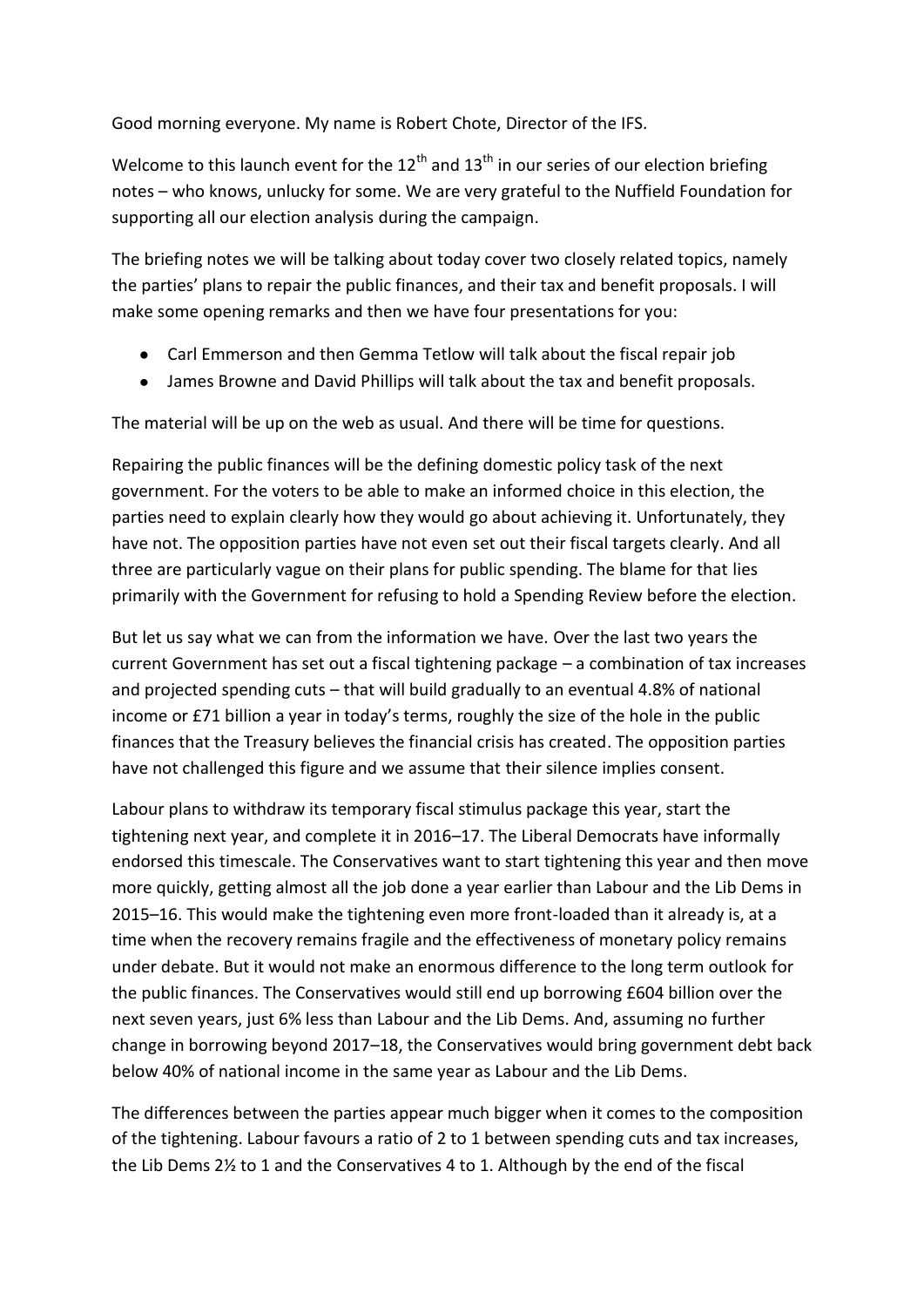Good morning everyone. My name is Robert Chote, Director of the IFS.

Welcome to this launch event for the 12th and 13th in our series of our election briefing notes – who knows, unlucky for some. We are very grateful to the Nuffield Foundation for supporting all our election analysis during the campaign.

The briefing notes we will be talking about today cover two closely related topics, namely the parties' plans to repair the public finances, and their tax and benefit proposals. I will make some opening remarks and then we have four presentations for you:

- Carl Emmerson and then Gemma Tetlow will talk about the fiscal repair job
- James Browne and David Phillips will talk about the tax and benefit proposals.

The material will be up on the web as usual. And there will be time for questions.

Repairing the public finances will be the defining domestic policy task of the next government. For the voters to be able to make an informed choice in this election, the parties need to explain clearly how they would go about achieving it. Unfortunately, they have not. The opposition parties have not even set out their fiscal targets clearly. And all three are particularly vague on their plans for public spending. The blame for that lies primarily with the Government for refusing to hold a Spending Review before the election.

But let us say what we can from the information we have. Over the last two years the current Government has set out a fiscal tightening package – a combination of tax increases and projected spending cuts – that will build gradually to an eventual 4.8% of national income or £71 billion a year in today's terms, roughly the size of the hole in the public finances that the Treasury believes the financial crisis has created. The opposition parties have not challenged this figure and we assume that their silence implies consent.

Labour plans to withdraw its temporary fiscal stimulus package this year, start the tightening next year, and complete it in 2016–17. The Liberal Democrats have informally endorsed this timescale. The Conservatives want to start tightening this year and then move more quickly, getting almost all the job done a year earlier than Labour and the Lib Dems in 2015–16. This would make the tightening even more front-loaded than it already is, at a time when the recovery remains fragile and the effectiveness of monetary policy remains under debate. But it would not make an enormous difference to the long term outlook for the public finances. The Conservatives would still end up borrowing £604 billion over the next seven years, just 6% less than Labour and the Lib Dems. And, assuming no further change in borrowing beyond 2017–18, the Conservatives would bring government debt back below 40% of national income in the same year as Labour and the Lib Dems.

The differences between the parties appear much bigger when it comes to the composition of the tightening. Labour favours a ratio of 2 to 1 between spending cuts and tax increases, the Lib Dems 2½ to 1 and the Conservatives 4 to 1. Although by the end of the fiscal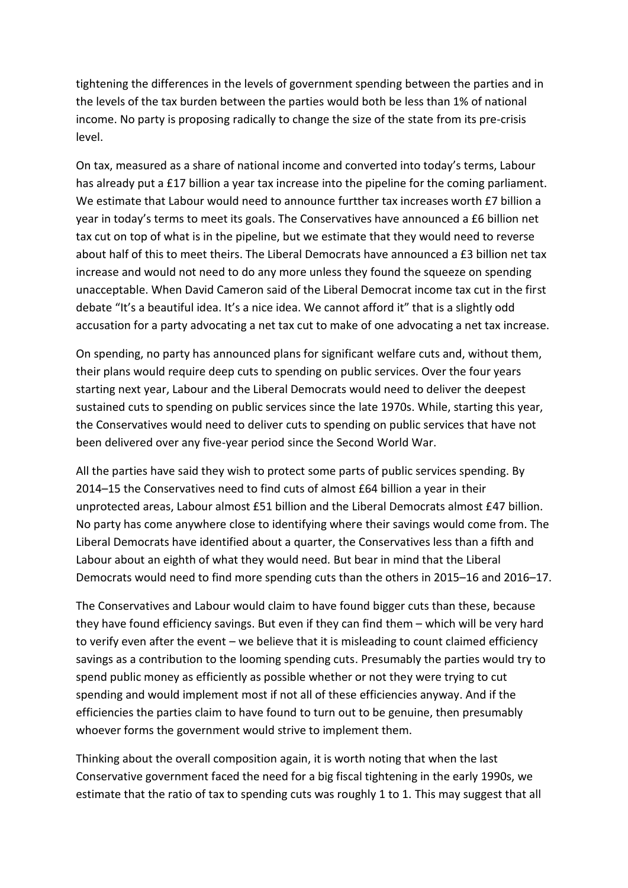tightening the differences in the levels of government spending between the parties and in the levels of the tax burden between the parties would both be less than 1% of national income. No party is proposing radically to change the size of the state from its pre-crisis level.

On tax, measured as a share of national income and converted into today's terms, Labour has already put a £17 billion a year tax increase into the pipeline for the coming parliament. We estimate that Labour would need to announce furtther tax increases worth £7 billion a year in today's terms to meet its goals. The Conservatives have announced a £6 billion net tax cut on top of what is in the pipeline, but we estimate that they would need to reverse about half of this to meet theirs. The Liberal Democrats have announced a £3 billion net tax increase and would not need to do any more unless they found the squeeze on spending unacceptable. When David Cameron said of the Liberal Democrat income tax cut in the first debate "It's a beautiful idea. It's a nice idea. We cannot afford it" that is a slightly odd accusation for a party advocating a net tax cut to make of one advocating a net tax increase.

On spending, no party has announced plans for significant welfare cuts and, without them, their plans would require deep cuts to spending on public services. Over the four years starting next year, Labour and the Liberal Democrats would need to deliver the deepest sustained cuts to spending on public services since the late 1970s. While, starting this year, the Conservatives would need to deliver cuts to spending on public services that have not been delivered over any five-year period since the Second World War.

All the parties have said they wish to protect some parts of public services spending. By 2014–15 the Conservatives need to find cuts of almost £64 billion a year in their unprotected areas, Labour almost £51 billion and the Liberal Democrats almost £47 billion. No party has come anywhere close to identifying where their savings would come from. The Liberal Democrats have identified about a quarter, the Conservatives less than a fifth and Labour about an eighth of what they would need. But bear in mind that the Liberal Democrats would need to find more spending cuts than the others in 2015–16 and 2016–17.

The Conservatives and Labour would claim to have found bigger cuts than these, because they have found efficiency savings. But even if they can find them – which will be very hard to verify even after the event – we believe that it is misleading to count claimed efficiency savings as a contribution to the looming spending cuts. Presumably the parties would try to spend public money as efficiently as possible whether or not they were trying to cut spending and would implement most if not all of these efficiencies anyway. And if the efficiencies the parties claim to have found to turn out to be genuine, then presumably whoever forms the government would strive to implement them.

Thinking about the overall composition again, it is worth noting that when the last Conservative government faced the need for a big fiscal tightening in the early 1990s, we estimate that the ratio of tax to spending cuts was roughly 1 to 1. This may suggest that all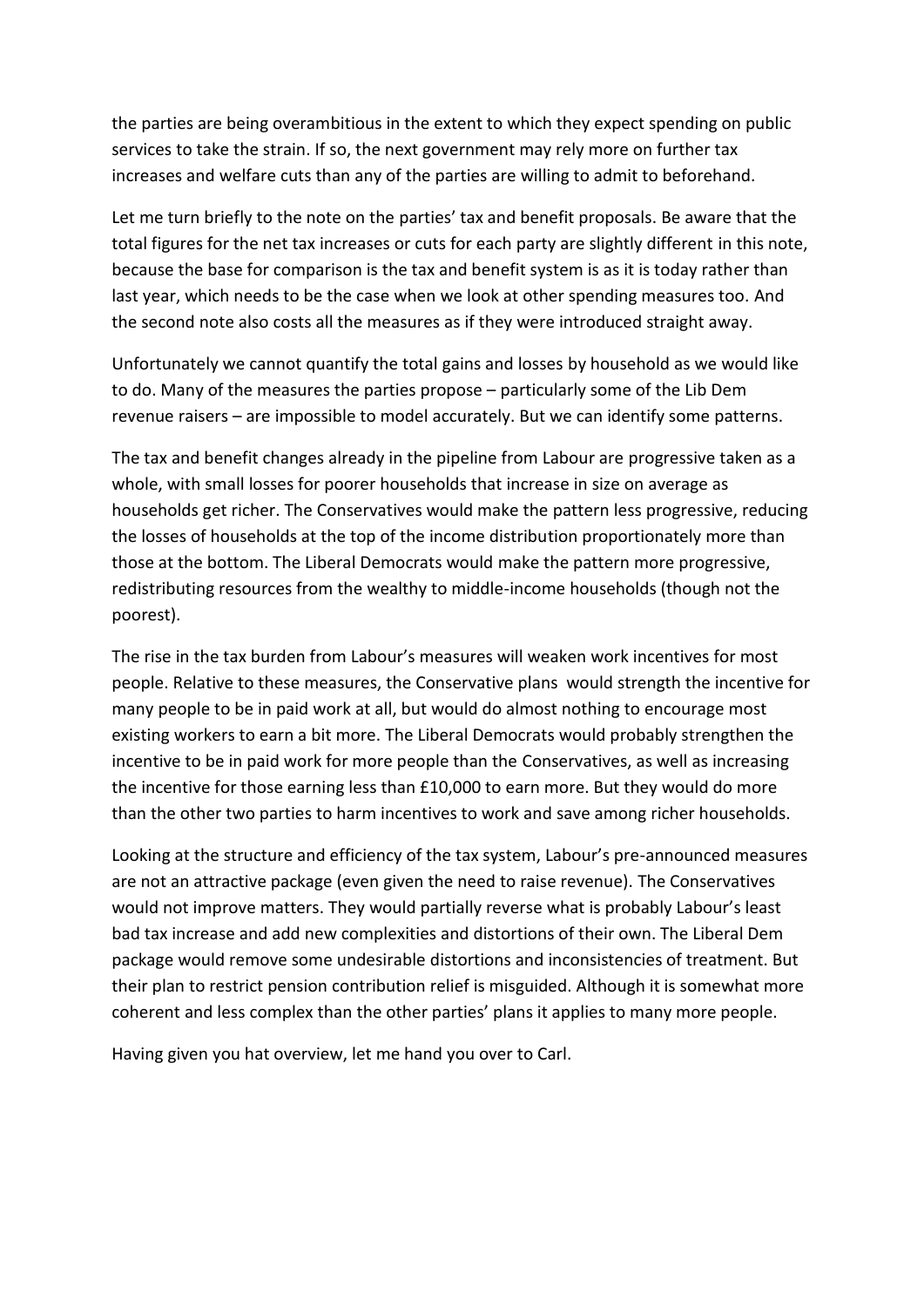the parties are being overambitious in the extent to which they expect spending on public services to take the strain. If so, the next government may rely more on further tax increases and welfare cuts than any of the parties are willing to admit to beforehand.

Let me turn briefly to the note on the parties' tax and benefit proposals. Be aware that the total figures for the net tax increases or cuts for each party are slightly different in this note, because the base for comparison is the tax and benefit system is as it is today rather than last year, which needs to be the case when we look at other spending measures too. And the second note also costs all the measures as if they were introduced straight away.

Unfortunately we cannot quantify the total gains and losses by household as we would like to do. Many of the measures the parties propose – particularly some of the Lib Dem revenue raisers – are impossible to model accurately. But we can identify some patterns.

The tax and benefit changes already in the pipeline from Labour are progressive taken as a whole, with small losses for poorer households that increase in size on average as households get richer. The Conservatives would make the pattern less progressive, reducing the losses of households at the top of the income distribution proportionately more than those at the bottom. The Liberal Democrats would make the pattern more progressive, redistributing resources from the wealthy to middle-income households (though not the poorest).

The rise in the tax burden from Labour's measures will weaken work incentives for most people. Relative to these measures, the Conservative plans would strength the incentive for many people to be in paid work at all, but would do almost nothing to encourage most existing workers to earn a bit more. The Liberal Democrats would probably strengthen the incentive to be in paid work for more people than the Conservatives, as well as increasing the incentive for those earning less than £10,000 to earn more. But they would do more than the other two parties to harm incentives to work and save among richer households.

Looking at the structure and efficiency of the tax system, Labour's pre-announced measures are not an attractive package (even given the need to raise revenue). The Conservatives would not improve matters. They would partially reverse what is probably Labour's least bad tax increase and add new complexities and distortions of their own. The Liberal Dem package would remove some undesirable distortions and inconsistencies of treatment. But their plan to restrict pension contribution relief is misguided. Although it is somewhat more coherent and less complex than the other parties' plans it applies to many more people.

Having given you hat overview, let me hand you over to Carl.